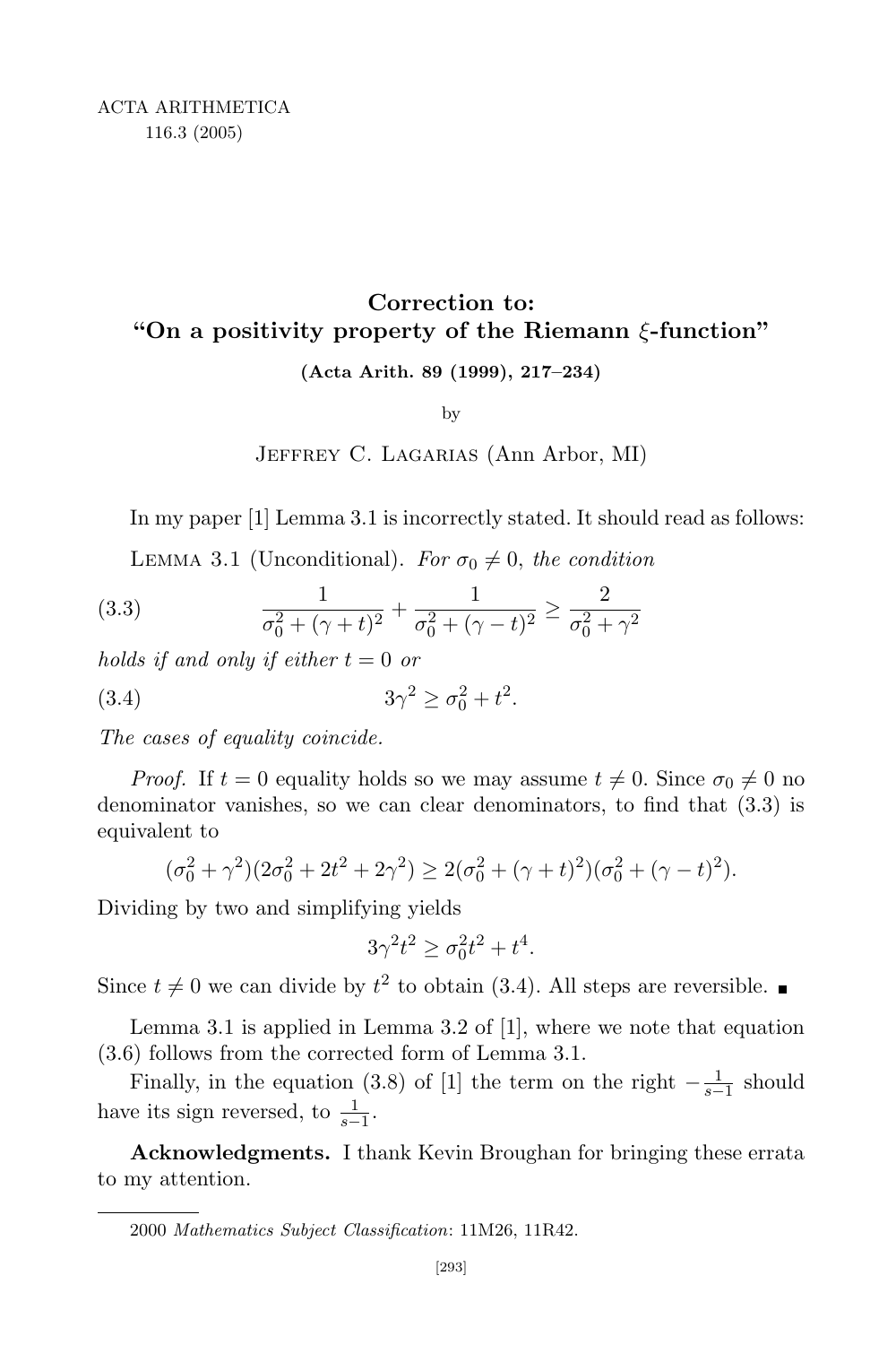# Correction to: "On a positivity property of the Riemann $\xi$-function"

**(Acta Arith. 89 (1999), 217–234)**

by

Jeffrey C. Lagarias (Ann Arbor, MI)

In my paper [1] Lemma 3.1 is incorrectly stated. It should read as follows:

Lemma 3.1 (Unconditional). *For $\sigma_0 \neq 0$, the condition*

$$\frac{1}{\sigma_0^2 + (\gamma + t)^2} + \frac{1}{\sigma_0^2 + (\gamma - t)^2} \geq \frac{2}{\sigma_0^2 + \gamma^2} \tag{3.3}$$

*holds if and only if either $t = 0$ or*

$$3\gamma^2 \geq \sigma_0^2 + t^2. \tag{3.4}$$

*The cases of equality coincide.*

*Proof.* If $t = 0$ equality holds so we may assume $t \neq 0$. Since $\sigma_0 \neq 0$ no denominator vanishes, so we can clear denominators, to find that (3.3) is equivalent to

$$(\sigma_0^2 + \gamma^2)(2\sigma_0^2 + 2t^2 + 2\gamma^2) \geq 2(\sigma_0^2 + (\gamma + t)^2)(\sigma_0^2 + (\gamma - t)^2).$$

Dividing by two and simplifying yields

$$3\gamma^2 t^2 \geq \sigma_0^2 t^2 + t^4.$$

Since $t \neq 0$ we can divide by $t^2$ to obtain (3.4). All steps are reversible. ∎

Lemma 3.1 is applied in Lemma 3.2 of [1], where we note that equation (3.6) follows from the corrected form of Lemma 3.1.

Finally, in the equation (3.8) of [1] the term on the right $-\frac{1}{s-1}$ should have its sign reversed, to $\frac{1}{s-1}$.

**Acknowledgments.** I thank Kevin Broughan for bringing these errata to my attention.

---

2000 *Mathematics Subject Classification*: 11M26, 11R42.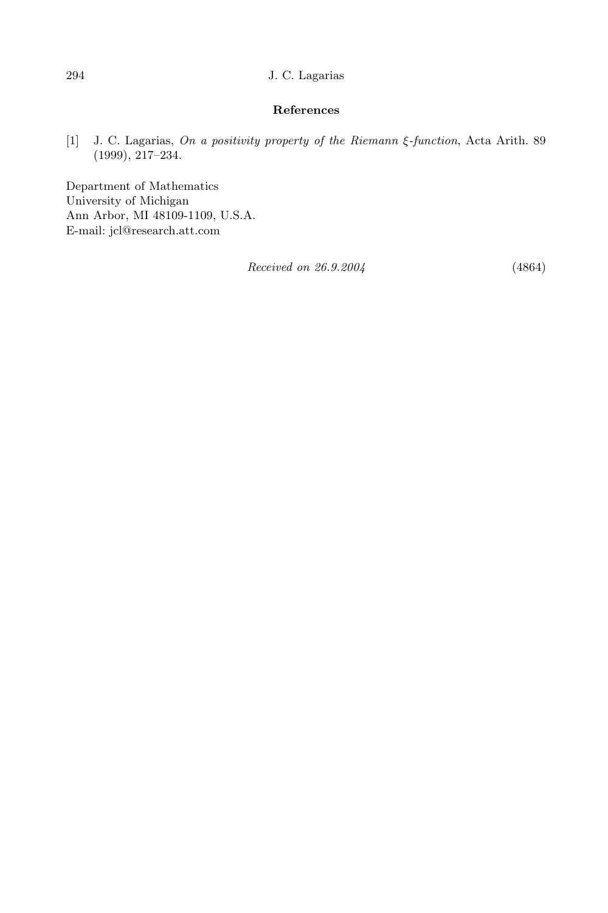**References**

[1] J. C. Lagarias, *On a positivity property of the Riemann $\xi$-function*, Acta Arith. 89 (1999), 217–234.

Department of Mathematics
University of Michigan
Ann Arbor, MI 48109-1109, U.S.A.
E-mail: jcl@research.att.com

*Received on 26.9.2004* (4864)